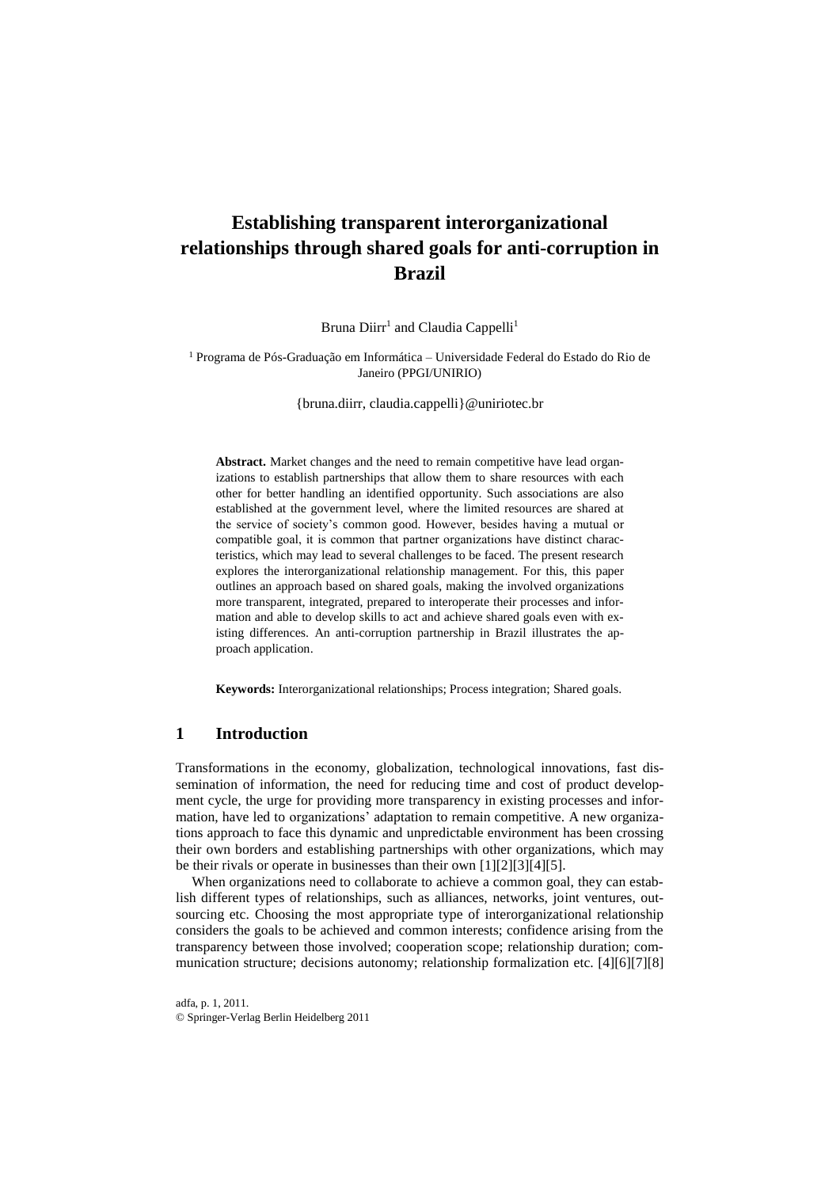# Establishing transparent interorganizational relationships through shared goals for anti-corruption in Brazil

Bruna Diirr[1] and Claudia Cappelli[1]

[1] Programa de Pós-Graduação em Informática – Universidade Federal do Estado do Rio de Janeiro (PPGI/UNIRIO)

{bruna.diirr, claudia.cappelli}@uniriotec.br

**Abstract.** Market changes and the need to remain competitive have lead organizations to establish partnerships that allow them to share resources with each other for better handling an identified opportunity. Such associations are also established at the government level, where the limited resources are shared at the service of society's common good. However, besides having a mutual or compatible goal, it is common that partner organizations have distinct characteristics, which may lead to several challenges to be faced. The present research explores the interorganizational relationship management. For this, this paper outlines an approach based on shared goals, making the involved organizations more transparent, integrated, prepared to interoperate their processes and information and able to develop skills to act and achieve shared goals even with existing differences. An anti-corruption partnership in Brazil illustrates the approach application.

**Keywords:** Interorganizational relationships; Process integration; Shared goals.

## 1 Introduction

Transformations in the economy, globalization, technological innovations, fast dissemination of information, the need for reducing time and cost of product development cycle, the urge for providing more transparency in existing processes and information, have led to organizations' adaptation to remain competitive. A new organizations approach to face this dynamic and unpredictable environment has been crossing their own borders and establishing partnerships with other organizations, which may be their rivals or operate in businesses than their own [1][2][3][4][5].

When organizations need to collaborate to achieve a common goal, they can establish different types of relationships, such as alliances, networks, joint ventures, outsourcing etc. Choosing the most appropriate type of interorganizational relationship considers the goals to be achieved and common interests; confidence arising from the transparency between those involved; cooperation scope; relationship duration; communication structure; decisions autonomy; relationship formalization etc. [4][6][7][8]

adfa, p. 1, 2011.
© Springer-Verlag Berlin Heidelberg 2011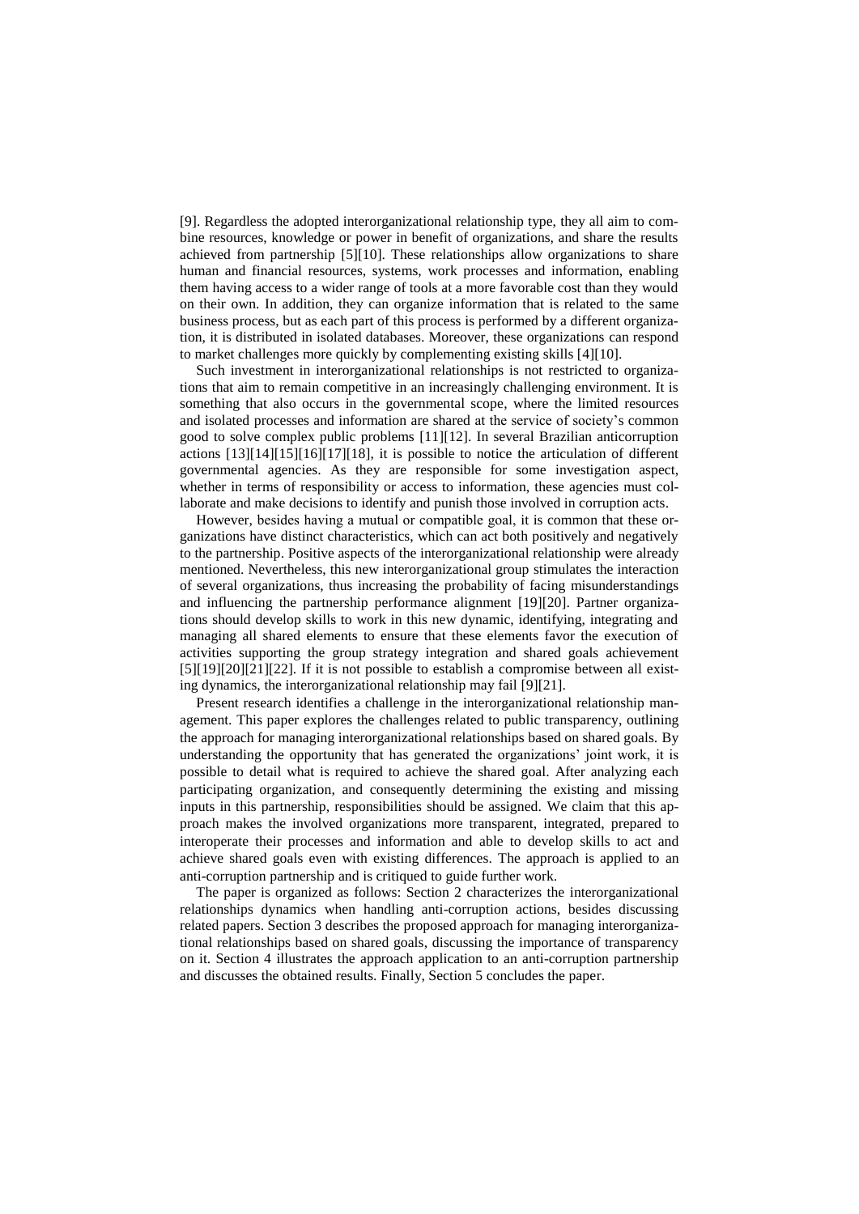[9]. Regardless the adopted interorganizational relationship type, they all aim to combine resources, knowledge or power in benefit of organizations, and share the results achieved from partnership [5][10]. These relationships allow organizations to share human and financial resources, systems, work processes and information, enabling them having access to a wider range of tools at a more favorable cost than they would on their own. In addition, they can organize information that is related to the same business process, but as each part of this process is performed by a different organization, it is distributed in isolated databases. Moreover, these organizations can respond to market challenges more quickly by complementing existing skills [4][10].

Such investment in interorganizational relationships is not restricted to organizations that aim to remain competitive in an increasingly challenging environment. It is something that also occurs in the governmental scope, where the limited resources and isolated processes and information are shared at the service of society's common good to solve complex public problems [11][12]. In several Brazilian anticorruption actions [13][14][15][16][17][18], it is possible to notice the articulation of different governmental agencies. As they are responsible for some investigation aspect, whether in terms of responsibility or access to information, these agencies must collaborate and make decisions to identify and punish those involved in corruption acts.

However, besides having a mutual or compatible goal, it is common that these organizations have distinct characteristics, which can act both positively and negatively to the partnership. Positive aspects of the interorganizational relationship were already mentioned. Nevertheless, this new interorganizational group stimulates the interaction of several organizations, thus increasing the probability of facing misunderstandings and influencing the partnership performance alignment [19][20]. Partner organizations should develop skills to work in this new dynamic, identifying, integrating and managing all shared elements to ensure that these elements favor the execution of activities supporting the group strategy integration and shared goals achievement [5][19][20][21][22]. If it is not possible to establish a compromise between all existing dynamics, the interorganizational relationship may fail [9][21].

Present research identifies a challenge in the interorganizational relationship management. This paper explores the challenges related to public transparency, outlining the approach for managing interorganizational relationships based on shared goals. By understanding the opportunity that has generated the organizations' joint work, it is possible to detail what is required to achieve the shared goal. After analyzing each participating organization, and consequently determining the existing and missing inputs in this partnership, responsibilities should be assigned. We claim that this approach makes the involved organizations more transparent, integrated, prepared to interoperate their processes and information and able to develop skills to act and achieve shared goals even with existing differences. The approach is applied to an anti-corruption partnership and is critiqued to guide further work.

The paper is organized as follows: Section 2 characterizes the interorganizational relationships dynamics when handling anti-corruption actions, besides discussing related papers. Section 3 describes the proposed approach for managing interorganizational relationships based on shared goals, discussing the importance of transparency on it. Section 4 illustrates the approach application to an anti-corruption partnership and discusses the obtained results. Finally, Section 5 concludes the paper.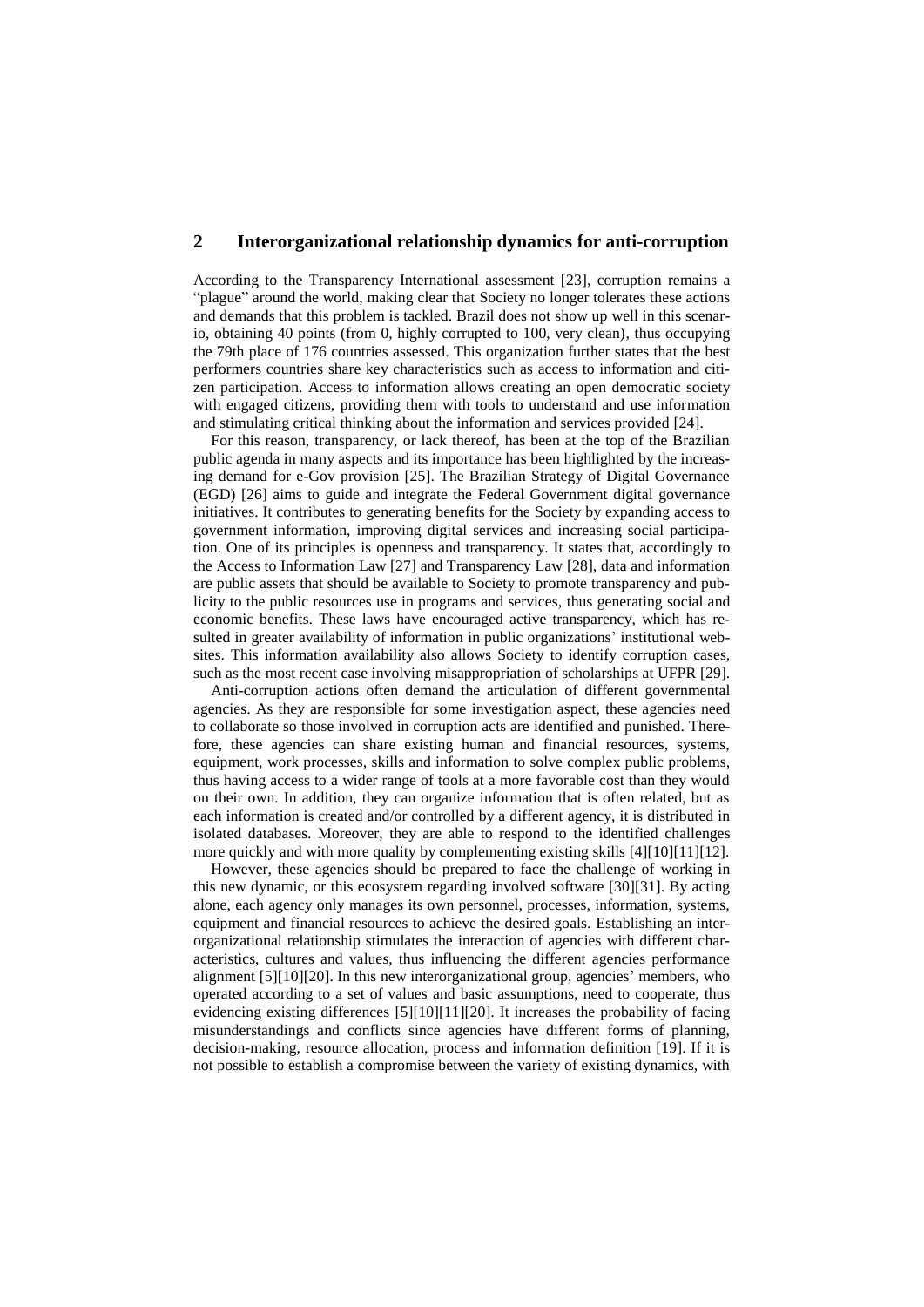## 2 Interorganizational relationship dynamics for anti-corruption

According to the Transparency International assessment [23], corruption remains a "plague" around the world, making clear that Society no longer tolerates these actions and demands that this problem is tackled. Brazil does not show up well in this scenario, obtaining 40 points (from 0, highly corrupted to 100, very clean), thus occupying the 79th place of 176 countries assessed. This organization further states that the best performers countries share key characteristics such as access to information and citizen participation. Access to information allows creating an open democratic society with engaged citizens, providing them with tools to understand and use information and stimulating critical thinking about the information and services provided [24].

For this reason, transparency, or lack thereof, has been at the top of the Brazilian public agenda in many aspects and its importance has been highlighted by the increasing demand for e-Gov provision [25]. The Brazilian Strategy of Digital Governance (EGD) [26] aims to guide and integrate the Federal Government digital governance initiatives. It contributes to generating benefits for the Society by expanding access to government information, improving digital services and increasing social participation. One of its principles is openness and transparency. It states that, accordingly to the Access to Information Law [27] and Transparency Law [28], data and information are public assets that should be available to Society to promote transparency and publicity to the public resources use in programs and services, thus generating social and economic benefits. These laws have encouraged active transparency, which has resulted in greater availability of information in public organizations' institutional websites. This information availability also allows Society to identify corruption cases, such as the most recent case involving misappropriation of scholarships at UFPR [29].

Anti-corruption actions often demand the articulation of different governmental agencies. As they are responsible for some investigation aspect, these agencies need to collaborate so those involved in corruption acts are identified and punished. Therefore, these agencies can share existing human and financial resources, systems, equipment, work processes, skills and information to solve complex public problems, thus having access to a wider range of tools at a more favorable cost than they would on their own. In addition, they can organize information that is often related, but as each information is created and/or controlled by a different agency, it is distributed in isolated databases. Moreover, they are able to respond to the identified challenges more quickly and with more quality by complementing existing skills [4][10][11][12].

However, these agencies should be prepared to face the challenge of working in this new dynamic, or this ecosystem regarding involved software [30][31]. By acting alone, each agency only manages its own personnel, processes, information, systems, equipment and financial resources to achieve the desired goals. Establishing an interorganizational relationship stimulates the interaction of agencies with different characteristics, cultures and values, thus influencing the different agencies performance alignment [5][10][20]. In this new interorganizational group, agencies' members, who operated according to a set of values and basic assumptions, need to cooperate, thus evidencing existing differences [5][10][11][20]. It increases the probability of facing misunderstandings and conflicts since agencies have different forms of planning, decision-making, resource allocation, process and information definition [19]. If it is not possible to establish a compromise between the variety of existing dynamics, with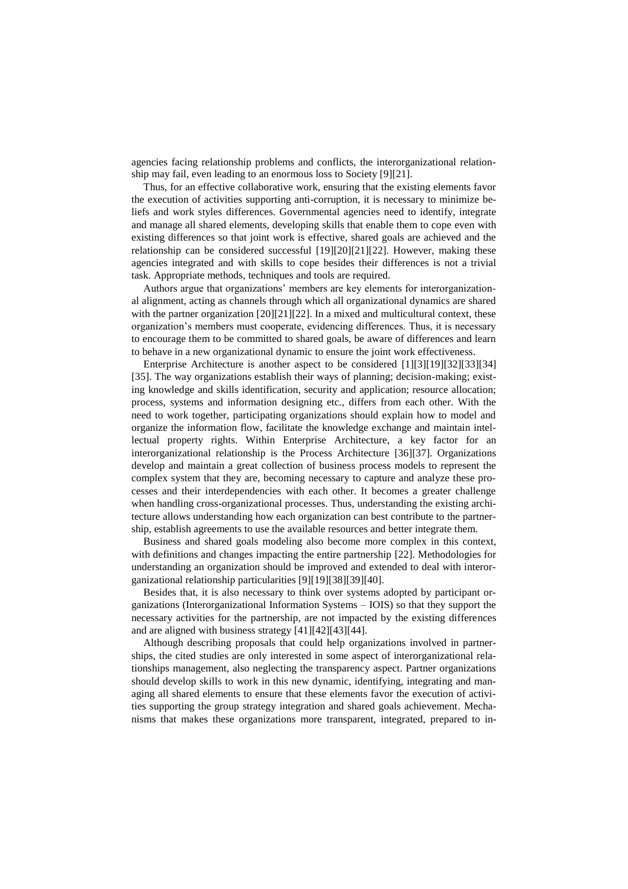agencies facing relationship problems and conflicts, the interorganizational relationship may fail, even leading to an enormous loss to Society [9][21].

Thus, for an effective collaborative work, ensuring that the existing elements favor the execution of activities supporting anti-corruption, it is necessary to minimize beliefs and work styles differences. Governmental agencies need to identify, integrate and manage all shared elements, developing skills that enable them to cope even with existing differences so that joint work is effective, shared goals are achieved and the relationship can be considered successful [19][20][21][22]. However, making these agencies integrated and with skills to cope besides their differences is not a trivial task. Appropriate methods, techniques and tools are required.

Authors argue that organizations' members are key elements for interorganizational alignment, acting as channels through which all organizational dynamics are shared with the partner organization [20][21][22]. In a mixed and multicultural context, these organization's members must cooperate, evidencing differences. Thus, it is necessary to encourage them to be committed to shared goals, be aware of differences and learn to behave in a new organizational dynamic to ensure the joint work effectiveness.

Enterprise Architecture is another aspect to be considered [1][3][19][32][33][34][35]. The way organizations establish their ways of planning; decision-making; existing knowledge and skills identification, security and application; resource allocation; process, systems and information designing etc., differs from each other. With the need to work together, participating organizations should explain how to model and organize the information flow, facilitate the knowledge exchange and maintain intellectual property rights. Within Enterprise Architecture, a key factor for an interorganizational relationship is the Process Architecture [36][37]. Organizations develop and maintain a great collection of business process models to represent the complex system that they are, becoming necessary to capture and analyze these processes and their interdependencies with each other. It becomes a greater challenge when handling cross-organizational processes. Thus, understanding the existing architecture allows understanding how each organization can best contribute to the partnership, establish agreements to use the available resources and better integrate them.

Business and shared goals modeling also become more complex in this context, with definitions and changes impacting the entire partnership [22]. Methodologies for understanding an organization should be improved and extended to deal with interorganizational relationship particularities [9][19][38][39][40].

Besides that, it is also necessary to think over systems adopted by participant organizations (Interorganizational Information Systems – IOIS) so that they support the necessary activities for the partnership, are not impacted by the existing differences and are aligned with business strategy [41][42][43][44].

Although describing proposals that could help organizations involved in partnerships, the cited studies are only interested in some aspect of interorganizational relationships management, also neglecting the transparency aspect. Partner organizations should develop skills to work in this new dynamic, identifying, integrating and managing all shared elements to ensure that these elements favor the execution of activities supporting the group strategy integration and shared goals achievement. Mechanisms that makes these organizations more transparent, integrated, prepared to in-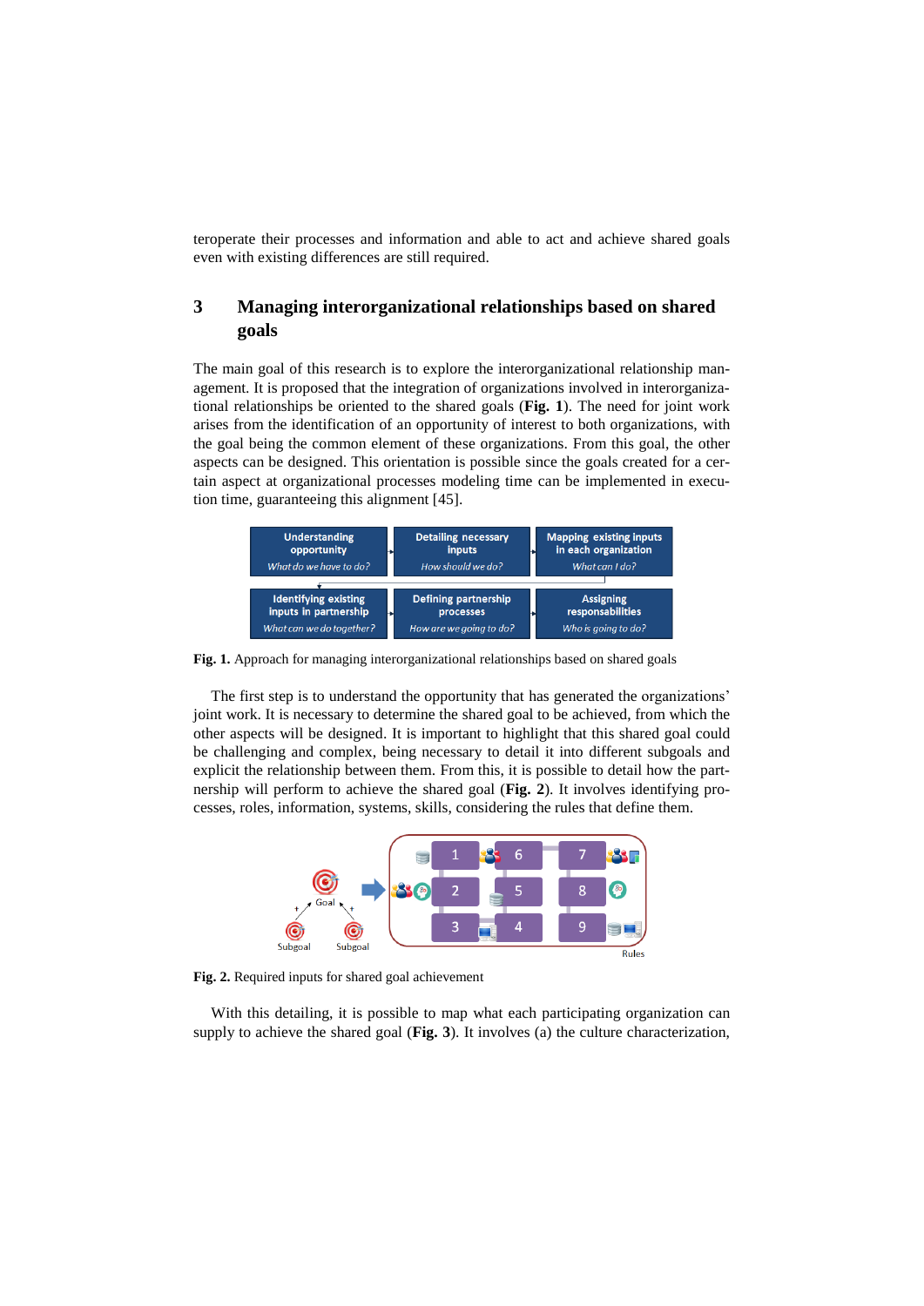teroperate their processes and information and able to act and achieve shared goals even with existing differences are still required.

## 3 Managing interorganizational relationships based on shared goals

The main goal of this research is to explore the interorganizational relationship management. It is proposed that the integration of organizations involved in interorganizational relationships be oriented to the shared goals (**Fig. 1**). The need for joint work arises from the identification of an opportunity of interest to both organizations, with the goal being the common element of these organizations. From this goal, the other aspects can be designed. This orientation is possible since the goals created for a certain aspect at organizational processes modeling time can be implemented in execution time, guaranteeing this alignment [45].

**Fig. 1.** Approach for managing interorganizational relationships based on shared goals

The first step is to understand the opportunity that has generated the organizations' joint work. It is necessary to determine the shared goal to be achieved, from which the other aspects will be designed. It is important to highlight that this shared goal could be challenging and complex, being necessary to detail it into different subgoals and explicit the relationship between them. From this, it is possible to detail how the partnership will perform to achieve the shared goal (**Fig. 2**). It involves identifying processes, roles, information, systems, skills, considering the rules that define them.

**Fig. 2.** Required inputs for shared goal achievement

With this detailing, it is possible to map what each participating organization can supply to achieve the shared goal (**Fig. 3**). It involves (a) the culture characterization,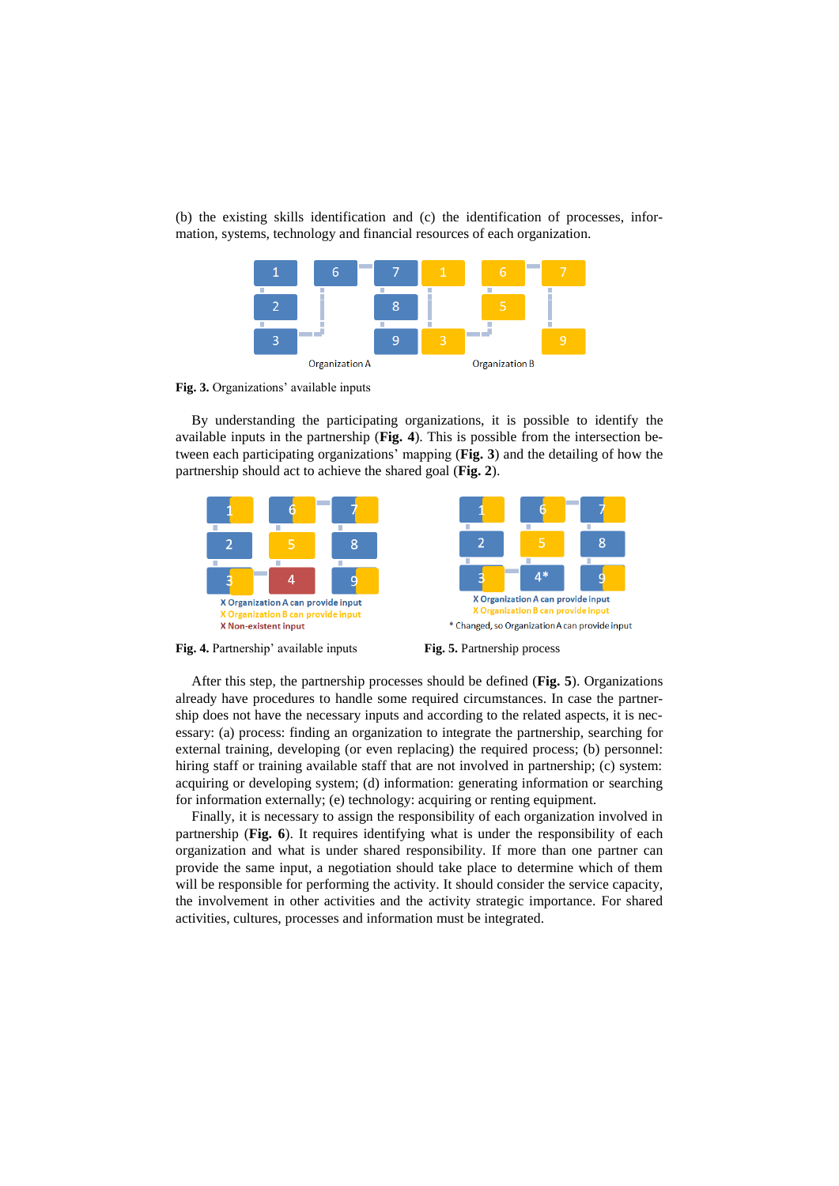(b) the existing skills identification and (c) the identification of processes, information, systems, technology and financial resources of each organization.

**Fig. 3.** Organizations' available inputs

By understanding the participating organizations, it is possible to identify the available inputs in the partnership (**Fig. 4**). This is possible from the intersection between each participating organizations' mapping (**Fig. 3**) and the detailing of how the partnership should act to achieve the shared goal (**Fig. 2**).

**Fig. 4.** Partnership' available inputs

**Fig. 5.** Partnership process

After this step, the partnership processes should be defined (**Fig. 5**). Organizations already have procedures to handle some required circumstances. In case the partnership does not have the necessary inputs and according to the related aspects, it is necessary: (a) process: finding an organization to integrate the partnership, searching for external training, developing (or even replacing) the required process; (b) personnel: hiring staff or training available staff that are not involved in partnership; (c) system: acquiring or developing system; (d) information: generating information or searching for information externally; (e) technology: acquiring or renting equipment.

Finally, it is necessary to assign the responsibility of each organization involved in partnership (**Fig. 6**). It requires identifying what is under the responsibility of each organization and what is under shared responsibility. If more than one partner can provide the same input, a negotiation should take place to determine which of them will be responsible for performing the activity. It should consider the service capacity, the involvement in other activities and the activity strategic importance. For shared activities, cultures, processes and information must be integrated.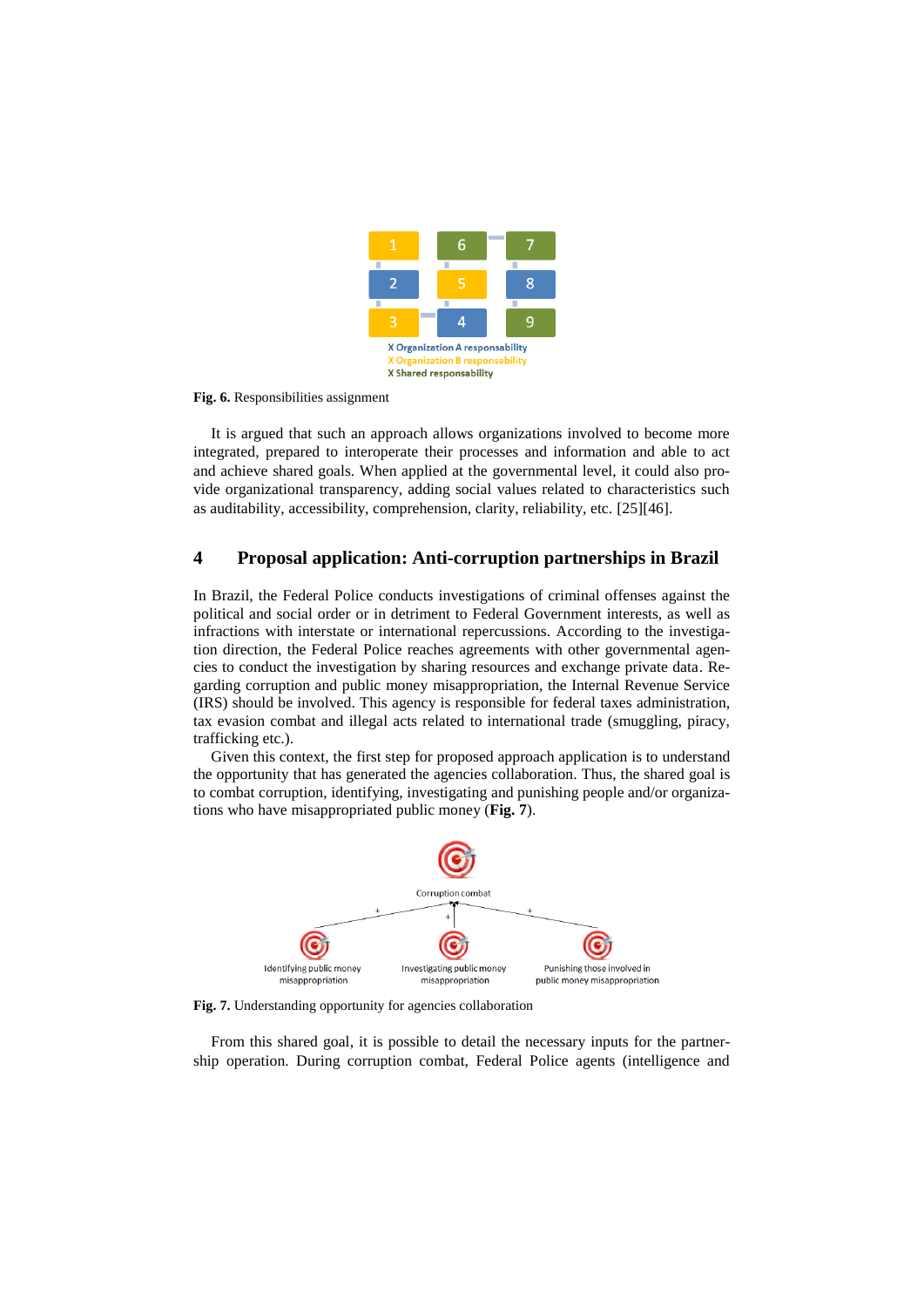Fig. 6. Responsibilities assignment

It is argued that such an approach allows organizations involved to become more integrated, prepared to interoperate their processes and information and able to act and achieve shared goals. When applied at the governmental level, it could also provide organizational transparency, adding social values related to characteristics such as auditability, accessibility, comprehension, clarity, reliability, etc. [25][46].

## 4 Proposal application: Anti-corruption partnerships in Brazil

In Brazil, the Federal Police conducts investigations of criminal offenses against the political and social order or in detriment to Federal Government interests, as well as infractions with interstate or international repercussions. According to the investigation direction, the Federal Police reaches agreements with other governmental agencies to conduct the investigation by sharing resources and exchange private data. Regarding corruption and public money misappropriation, the Internal Revenue Service (IRS) should be involved. This agency is responsible for federal taxes administration, tax evasion combat and illegal acts related to international trade (smuggling, piracy, trafficking etc.).

Given this context, the first step for proposed approach application is to understand the opportunity that has generated the agencies collaboration. Thus, the shared goal is to combat corruption, identifying, investigating and punishing people and/or organizations who have misappropriated public money (**Fig. 7**).

Fig. 7. Understanding opportunity for agencies collaboration

From this shared goal, it is possible to detail the necessary inputs for the partnership operation. During corruption combat, Federal Police agents (intelligence and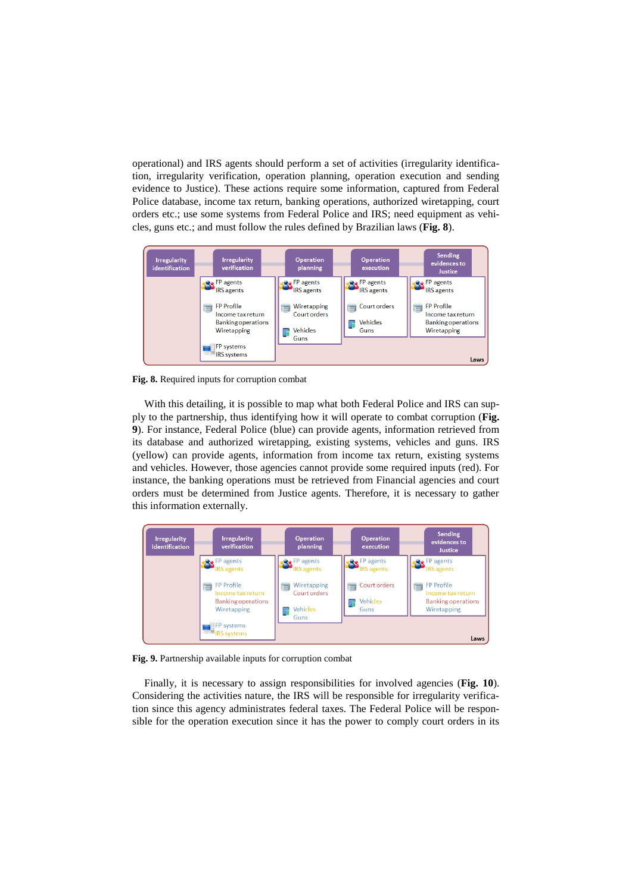operational) and IRS agents should perform a set of activities (irregularity identification, irregularity verification, operation planning, operation execution and sending evidence to Justice). These actions require some information, captured from Federal Police database, income tax return, banking operations, authorized wiretapping, court orders etc.; use some systems from Federal Police and IRS; need equipment as vehicles, guns etc.; and must follow the rules defined by Brazilian laws (**Fig. 8**).

**Fig. 8.** Required inputs for corruption combat

With this detailing, it is possible to map what both Federal Police and IRS can supply to the partnership, thus identifying how it will operate to combat corruption (**Fig. 9**). For instance, Federal Police (blue) can provide agents, information retrieved from its database and authorized wiretapping, existing systems, vehicles and guns. IRS (yellow) can provide agents, information from income tax return, existing systems and vehicles. However, those agencies cannot provide some required inputs (red). For instance, the banking operations must be retrieved from Financial agencies and court orders must be determined from Justice agents. Therefore, it is necessary to gather this information externally.

**Fig. 9.** Partnership available inputs for corruption combat

Finally, it is necessary to assign responsibilities for involved agencies (**Fig. 10**). Considering the activities nature, the IRS will be responsible for irregularity verification since this agency administrates federal taxes. The Federal Police will be responsible for the operation execution since it has the power to comply court orders in its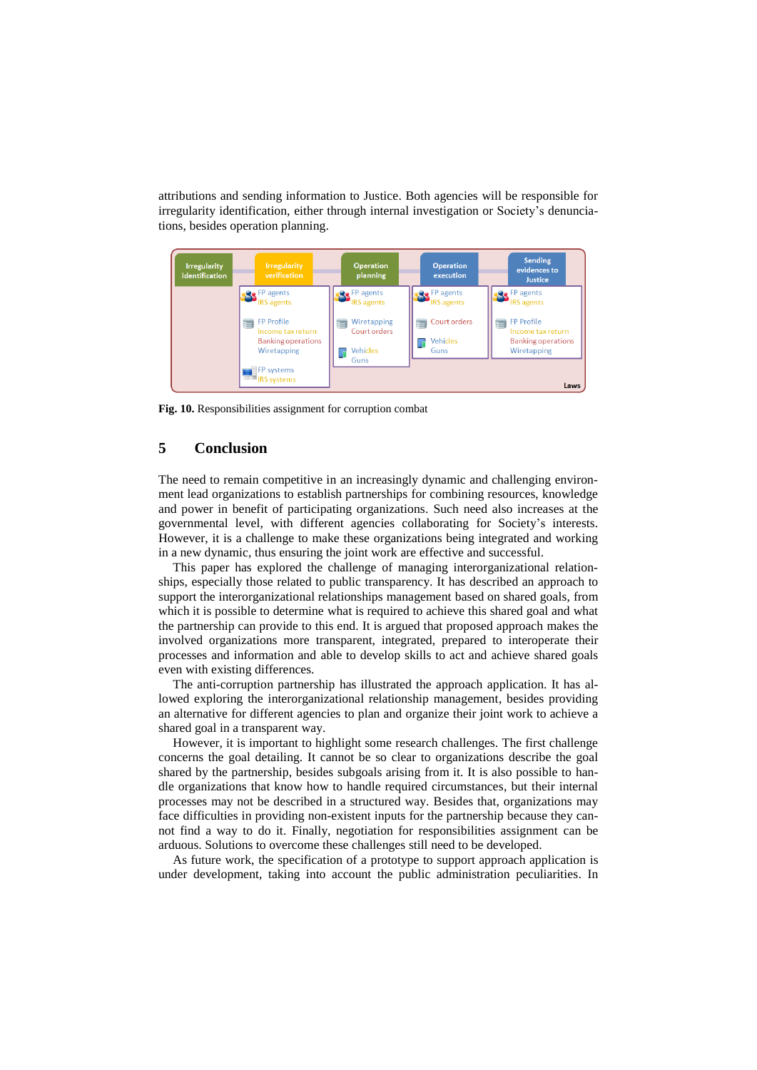attributions and sending information to Justice. Both agencies will be responsible for irregularity identification, either through internal investigation or Society's denunciations, besides operation planning.

Irregularity identification

Irregularity verification

Operation planning

Operation execution

Sending evidences to Justice

FP agents
IRS agents
FP Profile
Income tax return
Banking operations
Wiretapping
FP systems
IRS systems

FP agents
IRS agents
Wiretapping
Court orders
Vehicles
Guns

FP agents
IRS agents
Court orders
Vehicles
Guns

FP agents
IRS agents
FP Profile
Income tax return
Banking operations
Wiretapping

Laws

**Fig. 10.** Responsibilities assignment for corruption combat

## 5 Conclusion

The need to remain competitive in an increasingly dynamic and challenging environment lead organizations to establish partnerships for combining resources, knowledge and power in benefit of participating organizations. Such need also increases at the governmental level, with different agencies collaborating for Society's interests. However, it is a challenge to make these organizations being integrated and working in a new dynamic, thus ensuring the joint work are effective and successful.

This paper has explored the challenge of managing interorganizational relationships, especially those related to public transparency. It has described an approach to support the interorganizational relationships management based on shared goals, from which it is possible to determine what is required to achieve this shared goal and what the partnership can provide to this end. It is argued that proposed approach makes the involved organizations more transparent, integrated, prepared to interoperate their processes and information and able to develop skills to act and achieve shared goals even with existing differences.

The anti-corruption partnership has illustrated the approach application. It has allowed exploring the interorganizational relationship management, besides providing an alternative for different agencies to plan and organize their joint work to achieve a shared goal in a transparent way.

However, it is important to highlight some research challenges. The first challenge concerns the goal detailing. It cannot be so clear to organizations describe the goal shared by the partnership, besides subgoals arising from it. It is also possible to handle organizations that know how to handle required circumstances, but their internal processes may not be described in a structured way. Besides that, organizations may face difficulties in providing non-existent inputs for the partnership because they cannot find a way to do it. Finally, negotiation for responsibilities assignment can be arduous. Solutions to overcome these challenges still need to be developed.

As future work, the specification of a prototype to support approach application is under development, taking into account the public administration peculiarities. In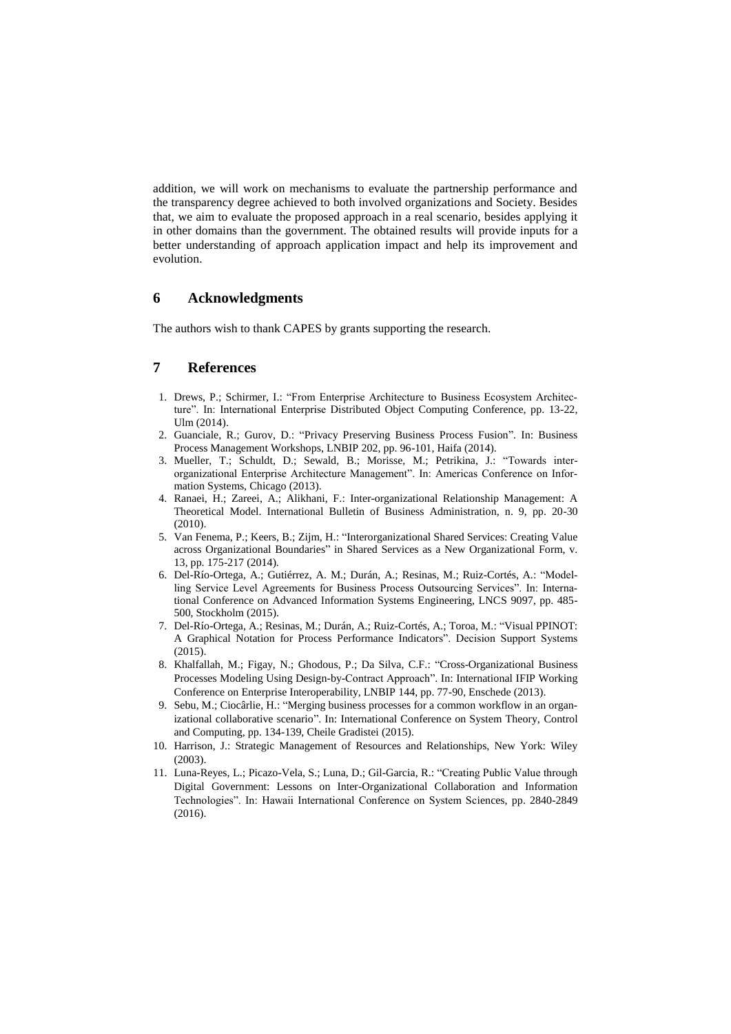addition, we will work on mechanisms to evaluate the partnership performance and the transparency degree achieved to both involved organizations and Society. Besides that, we aim to evaluate the proposed approach in a real scenario, besides applying it in other domains than the government. The obtained results will provide inputs for a better understanding of approach application impact and help its improvement and evolution.

## 6 Acknowledgments

The authors wish to thank CAPES by grants supporting the research.

## 7 References

1. Drews, P.; Schirmer, I.: "From Enterprise Architecture to Business Ecosystem Architecture". In: International Enterprise Distributed Object Computing Conference, pp. 13-22, Ulm (2014).
2. Guanciale, R.; Gurov, D.: "Privacy Preserving Business Process Fusion". In: Business Process Management Workshops, LNBIP 202, pp. 96-101, Haifa (2014).
3. Mueller, T.; Schuldt, D.; Sewald, B.; Morisse, M.; Petrikina, J.: "Towards inter-organizational Enterprise Architecture Management". In: Americas Conference on Information Systems, Chicago (2013).
4. Ranaei, H.; Zareei, A.; Alikhani, F.: Inter-organizational Relationship Management: A Theoretical Model. International Bulletin of Business Administration, n. 9, pp. 20-30 (2010).
5. Van Fenema, P.; Keers, B.; Zijm, H.: "Interorganizational Shared Services: Creating Value across Organizational Boundaries" in Shared Services as a New Organizational Form, v. 13, pp. 175-217 (2014).
6. Del-Río-Ortega, A.; Gutiérrez, A. M.; Durán, A.; Resinas, M.; Ruiz-Cortés, A.: "Modelling Service Level Agreements for Business Process Outsourcing Services". In: International Conference on Advanced Information Systems Engineering, LNCS 9097, pp. 485-500, Stockholm (2015).
7. Del-Río-Ortega, A.; Resinas, M.; Durán, A.; Ruiz-Cortés, A.; Toroa, M.: "Visual PPINOT: A Graphical Notation for Process Performance Indicators". Decision Support Systems (2015).
8. Khalfallah, M.; Figay, N.; Ghodous, P.; Da Silva, C.F.: "Cross-Organizational Business Processes Modeling Using Design-by-Contract Approach". In: International IFIP Working Conference on Enterprise Interoperability, LNBIP 144, pp. 77-90, Enschede (2013).
9. Sebu, M.; Ciocârlie, H.: "Merging business processes for a common workflow in an organizational collaborative scenario". In: International Conference on System Theory, Control and Computing, pp. 134-139, Cheile Gradistei (2015).
10. Harrison, J.: Strategic Management of Resources and Relationships, New York: Wiley (2003).
11. Luna-Reyes, L.; Picazo-Vela, S.; Luna, D.; Gil-Garcia, R.: "Creating Public Value through Digital Government: Lessons on Inter-Organizational Collaboration and Information Technologies". In: Hawaii International Conference on System Sciences, pp. 2840-2849 (2016).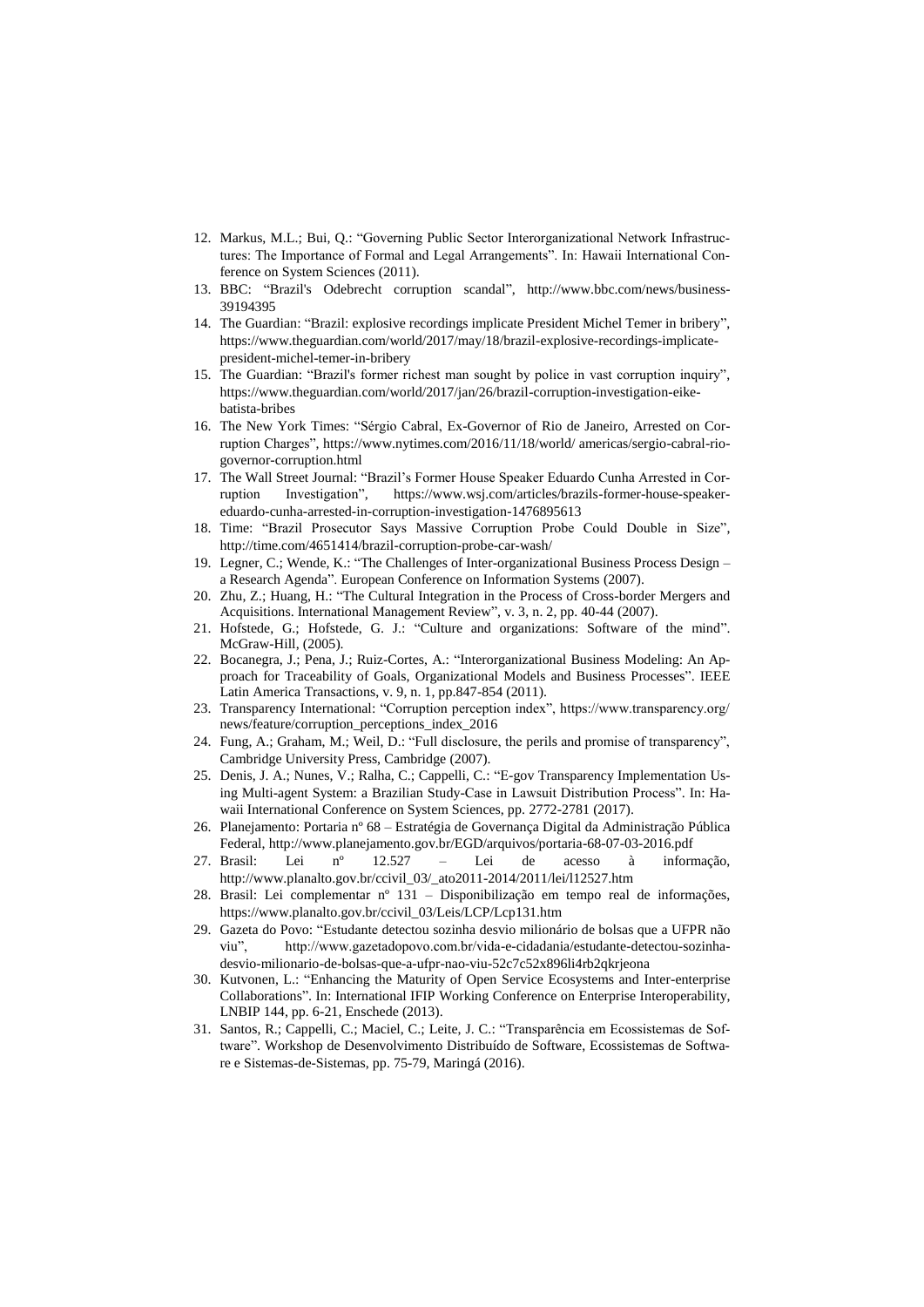12. Markus, M.L.; Bui, Q.: "Governing Public Sector Interorganizational Network Infrastructures: The Importance of Formal and Legal Arrangements". In: Hawaii International Conference on System Sciences (2011).
13. BBC: "Brazil's Odebrecht corruption scandal", http://www.bbc.com/news/business-39194395
14. The Guardian: "Brazil: explosive recordings implicate President Michel Temer in bribery", https://www.theguardian.com/world/2017/may/18/brazil-explosive-recordings-implicate-president-michel-temer-in-bribery
15. The Guardian: "Brazil's former richest man sought by police in vast corruption inquiry", https://www.theguardian.com/world/2017/jan/26/brazil-corruption-investigation-eike-batista-bribes
16. The New York Times: "Sérgio Cabral, Ex-Governor of Rio de Janeiro, Arrested on Corruption Charges", https://www.nytimes.com/2016/11/18/world/ americas/sergio-cabral-rio-governor-corruption.html
17. The Wall Street Journal: "Brazil's Former House Speaker Eduardo Cunha Arrested in Corruption Investigation", https://www.wsj.com/articles/brazils-former-house-speaker-eduardo-cunha-arrested-in-corruption-investigation-1476895613
18. Time: "Brazil Prosecutor Says Massive Corruption Probe Could Double in Size", http://time.com/4651414/brazil-corruption-probe-car-wash/
19. Legner, C.; Wende, K.: "The Challenges of Inter-organizational Business Process Design – a Research Agenda". European Conference on Information Systems (2007).
20. Zhu, Z.; Huang, H.: "The Cultural Integration in the Process of Cross-border Mergers and Acquisitions. International Management Review", v. 3, n. 2, pp. 40-44 (2007).
21. Hofstede, G.; Hofstede, G. J.: "Culture and organizations: Software of the mind". McGraw-Hill, (2005).
22. Bocanegra, J.; Pena, J.; Ruiz-Cortes, A.: "Interorganizational Business Modeling: An Approach for Traceability of Goals, Organizational Models and Business Processes". IEEE Latin America Transactions, v. 9, n. 1, pp.847-854 (2011).
23. Transparency International: "Corruption perception index", https://www.transparency.org/news/feature/corruption_perceptions_index_2016
24. Fung, A.; Graham, M.; Weil, D.: "Full disclosure, the perils and promise of transparency", Cambridge University Press, Cambridge (2007).
25. Denis, J. A.; Nunes, V.; Ralha, C.; Cappelli, C.: "E-gov Transparency Implementation Using Multi-agent System: a Brazilian Study-Case in Lawsuit Distribution Process". In: Hawaii International Conference on System Sciences, pp. 2772-2781 (2017).
26. Planejamento: Portaria nº 68 – Estratégia de Governança Digital da Administração Pública Federal, http://www.planejamento.gov.br/EGD/arquivos/portaria-68-07-03-2016.pdf
27. Brasil: Lei nº 12.527 – Lei de acesso à informação, http://www.planalto.gov.br/ccivil_03/_ato2011-2014/2011/lei/l12527.htm
28. Brasil: Lei complementar nº 131 – Disponibilização em tempo real de informações, https://www.planalto.gov.br/ccivil_03/Leis/LCP/Lcp131.htm
29. Gazeta do Povo: "Estudante detectou sozinha desvio milionário de bolsas que a UFPR não viu", http://www.gazetadopovo.com.br/vida-e-cidadania/estudante-detectou-sozinha-desvio-milionario-de-bolsas-que-a-ufpr-nao-viu-52c7c52x896li4rb2qkrjeona
30. Kutvonen, L.: "Enhancing the Maturity of Open Service Ecosystems and Inter-enterprise Collaborations". In: International IFIP Working Conference on Enterprise Interoperability, LNBIP 144, pp. 6-21, Enschede (2013).
31. Santos, R.; Cappelli, C.; Maciel, C.; Leite, J. C.: "Transparência em Ecossistemas de Software". Workshop de Desenvolvimento Distribuído de Software, Ecossistemas de Software e Sistemas-de-Sistemas, pp. 75-79, Maringá (2016).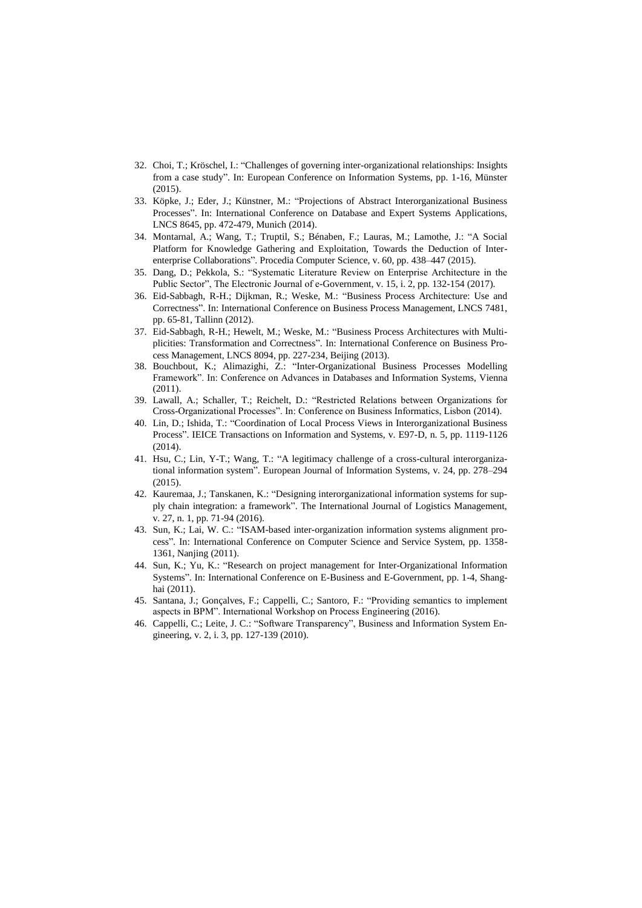32. Choi, T.; Kröschel, I.: "Challenges of governing inter-organizational relationships: Insights from a case study". In: European Conference on Information Systems, pp. 1-16, Münster (2015).
33. Köpke, J.; Eder, J.; Künstner, M.: "Projections of Abstract Interorganizational Business Processes". In: International Conference on Database and Expert Systems Applications, LNCS 8645, pp. 472-479, Munich (2014).
34. Montarnal, A.; Wang, T.; Truptil, S.; Bénaben, F.; Lauras, M.; Lamothe, J.: "A Social Platform for Knowledge Gathering and Exploitation, Towards the Deduction of Inter-enterprise Collaborations". Procedia Computer Science, v. 60, pp. 438–447 (2015).
35. Dang, D.; Pekkola, S.: "Systematic Literature Review on Enterprise Architecture in the Public Sector", The Electronic Journal of e-Government, v. 15, i. 2, pp. 132-154 (2017).
36. Eid-Sabbagh, R-H.; Dijkman, R.; Weske, M.: "Business Process Architecture: Use and Correctness". In: International Conference on Business Process Management, LNCS 7481, pp. 65-81, Tallinn (2012).
37. Eid-Sabbagh, R-H.; Hewelt, M.; Weske, M.: "Business Process Architectures with Multiplicities: Transformation and Correctness". In: International Conference on Business Process Management, LNCS 8094, pp. 227-234, Beijing (2013).
38. Bouchbout, K.; Alimazighi, Z.: "Inter-Organizational Business Processes Modelling Framework". In: Conference on Advances in Databases and Information Systems, Vienna (2011).
39. Lawall, A.; Schaller, T.; Reichelt, D.: "Restricted Relations between Organizations for Cross-Organizational Processes". In: Conference on Business Informatics, Lisbon (2014).
40. Lin, D.; Ishida, T.: "Coordination of Local Process Views in Interorganizational Business Process". IEICE Transactions on Information and Systems, v. E97-D, n. 5, pp. 1119-1126 (2014).
41. Hsu, C.; Lin, Y-T.; Wang, T.: "A legitimacy challenge of a cross-cultural interorganizational information system". European Journal of Information Systems, v. 24, pp. 278–294 (2015).
42. Kauremaa, J.; Tanskanen, K.: "Designing interorganizational information systems for supply chain integration: a framework". The International Journal of Logistics Management, v. 27, n. 1, pp. 71-94 (2016).
43. Sun, K.; Lai, W. C.: "ISAM-based inter-organization information systems alignment process". In: International Conference on Computer Science and Service System, pp. 1358-1361, Nanjing (2011).
44. Sun, K.; Yu, K.: "Research on project management for Inter-Organizational Information Systems". In: International Conference on E-Business and E-Government, pp. 1-4, Shanghai (2011).
45. Santana, J.; Gonçalves, F.; Cappelli, C.; Santoro, F.: "Providing semantics to implement aspects in BPM". International Workshop on Process Engineering (2016).
46. Cappelli, C.; Leite, J. C.: "Software Transparency", Business and Information System Engineering, v. 2, i. 3, pp. 127-139 (2010).